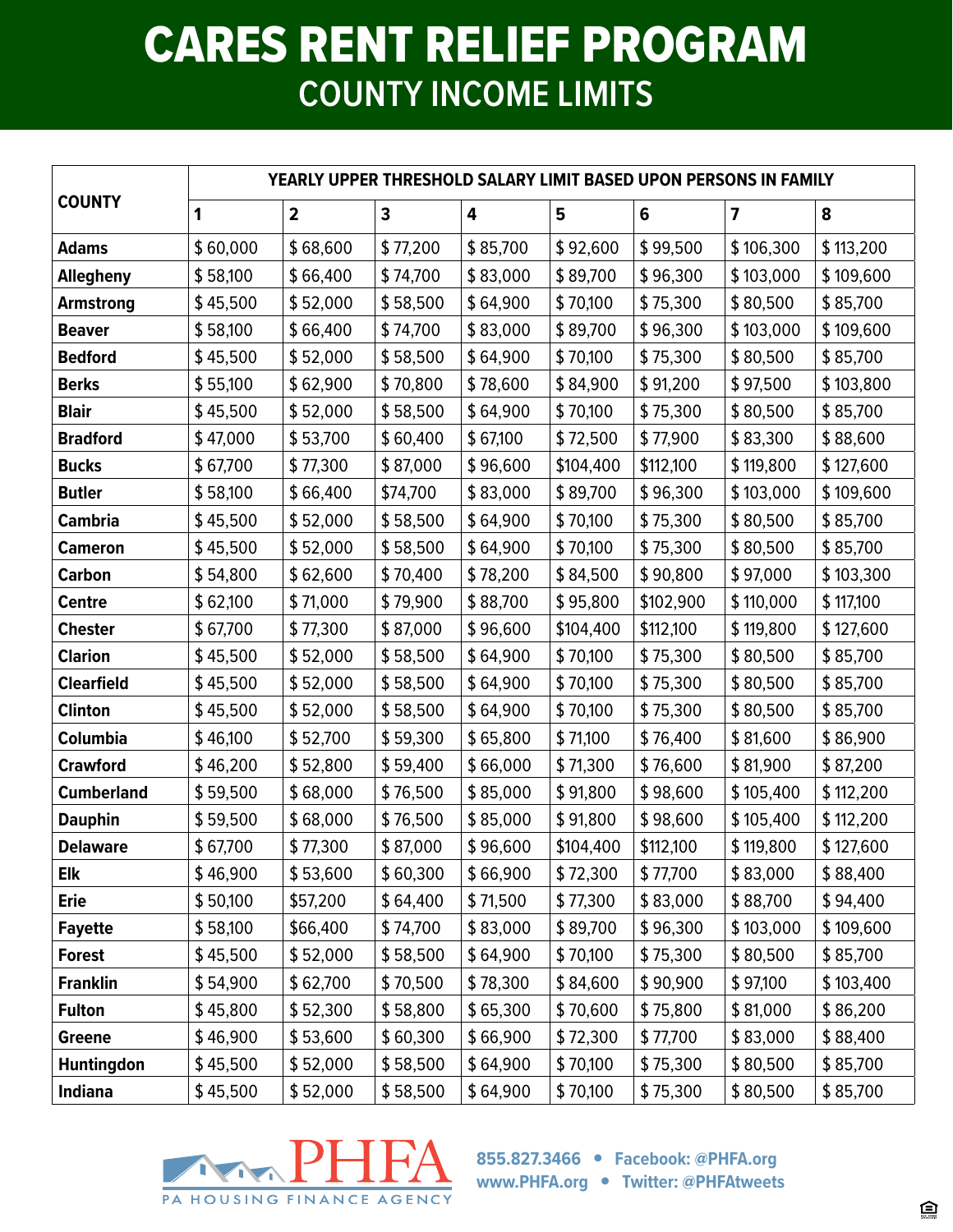# CARES RENT RELIEF PROGRAM

## COUNTY INCOME LIMITS

| COUNTY | YEARLY UPPER THRESHOLD SALARY LIMIT BASED UPON PERSONS IN FAMILY | | | | | | | |
|---|---|---|---|---|---|---|---|---|
| | 1 | 2 | 3 | 4 | 5 | 6 | 7 | 8 |
| **Adams** | $ 60,000 | $ 68,600 | $ 77,200 | $ 85,700 | $ 92,600 | $ 99,500 | $ 106,300 | $ 113,200 |
| **Allegheny** | $ 58,100 | $ 66,400 | $ 74,700 | $ 83,000 | $ 89,700 | $ 96,300 | $ 103,000 | $ 109,600 |
| **Armstrong** | $ 45,500 | $ 52,000 | $ 58,500 | $ 64,900 | $ 70,100 | $ 75,300 | $ 80,500 | $ 85,700 |
| **Beaver** | $ 58,100 | $ 66,400 | $ 74,700 | $ 83,000 | $ 89,700 | $ 96,300 | $ 103,000 | $ 109,600 |
| **Bedford** | $ 45,500 | $ 52,000 | $ 58,500 | $ 64,900 | $ 70,100 | $ 75,300 | $ 80,500 | $ 85,700 |
| **Berks** | $ 55,100 | $ 62,900 | $ 70,800 | $ 78,600 | $ 84,900 | $ 91,200 | $ 97,500 | $ 103,800 |
| **Blair** | $ 45,500 | $ 52,000 | $ 58,500 | $ 64,900 | $ 70,100 | $ 75,300 | $ 80,500 | $ 85,700 |
| **Bradford** | $ 47,000 | $ 53,700 | $ 60,400 | $ 67,100 | $ 72,500 | $ 77,900 | $ 83,300 | $ 88,600 |
| **Bucks** | $ 67,700 | $ 77,300 | $ 87,000 | $ 96,600 | $104,400 | $112,100 | $ 119,800 | $ 127,600 |
| **Butler** | $ 58,100 | $ 66,400 | $74,700 | $ 83,000 | $ 89,700 | $ 96,300 | $ 103,000 | $ 109,600 |
| **Cambria** | $ 45,500 | $ 52,000 | $ 58,500 | $ 64,900 | $ 70,100 | $ 75,300 | $ 80,500 | $ 85,700 |
| **Cameron** | $ 45,500 | $ 52,000 | $ 58,500 | $ 64,900 | $ 70,100 | $ 75,300 | $ 80,500 | $ 85,700 |
| **Carbon** | $ 54,800 | $ 62,600 | $ 70,400 | $ 78,200 | $ 84,500 | $ 90,800 | $ 97,000 | $ 103,300 |
| **Centre** | $ 62,100 | $ 71,000 | $ 79,900 | $ 88,700 | $ 95,800 | $102,900 | $ 110,000 | $ 117,100 |
| **Chester** | $ 67,700 | $ 77,300 | $ 87,000 | $ 96,600 | $104,400 | $112,100 | $ 119,800 | $ 127,600 |
| **Clarion** | $ 45,500 | $ 52,000 | $ 58,500 | $ 64,900 | $ 70,100 | $ 75,300 | $ 80,500 | $ 85,700 |
| **Clearfield** | $ 45,500 | $ 52,000 | $ 58,500 | $ 64,900 | $ 70,100 | $ 75,300 | $ 80,500 | $ 85,700 |
| **Clinton** | $ 45,500 | $ 52,000 | $ 58,500 | $ 64,900 | $ 70,100 | $ 75,300 | $ 80,500 | $ 85,700 |
| **Columbia** | $ 46,100 | $ 52,700 | $ 59,300 | $ 65,800 | $ 71,100 | $ 76,400 | $ 81,600 | $ 86,900 |
| **Crawford** | $ 46,200 | $ 52,800 | $ 59,400 | $ 66,000 | $ 71,300 | $ 76,600 | $ 81,900 | $ 87,200 |
| **Cumberland** | $ 59,500 | $ 68,000 | $ 76,500 | $ 85,000 | $ 91,800 | $ 98,600 | $ 105,400 | $ 112,200 |
| **Dauphin** | $ 59,500 | $ 68,000 | $ 76,500 | $ 85,000 | $ 91,800 | $ 98,600 | $ 105,400 | $ 112,200 |
| **Delaware** | $ 67,700 | $ 77,300 | $ 87,000 | $ 96,600 | $104,400 | $112,100 | $ 119,800 | $ 127,600 |
| **Elk** | $ 46,900 | $ 53,600 | $ 60,300 | $ 66,900 | $ 72,300 | $ 77,700 | $ 83,000 | $ 88,400 |
| **Erie** | $ 50,100 | $57,200 | $ 64,400 | $ 71,500 | $ 77,300 | $ 83,000 | $ 88,700 | $ 94,400 |
| **Fayette** | $ 58,100 | $66,400 | $ 74,700 | $ 83,000 | $ 89,700 | $ 96,300 | $ 103,000 | $ 109,600 |
| **Forest** | $ 45,500 | $ 52,000 | $ 58,500 | $ 64,900 | $ 70,100 | $ 75,300 | $ 80,500 | $ 85,700 |
| **Franklin** | $ 54,900 | $ 62,700 | $ 70,500 | $ 78,300 | $ 84,600 | $ 90,900 | $ 97,100 | $ 103,400 |
| **Fulton** | $ 45,800 | $ 52,300 | $ 58,800 | $ 65,300 | $ 70,600 | $ 75,800 | $ 81,000 | $ 86,200 |
| **Greene** | $ 46,900 | $ 53,600 | $ 60,300 | $ 66,900 | $ 72,300 | $ 77,700 | $ 83,000 | $ 88,400 |
| **Huntingdon** | $ 45,500 | $ 52,000 | $ 58,500 | $ 64,900 | $ 70,100 | $ 75,300 | $ 80,500 | $ 85,700 |
| **Indiana** | $ 45,500 | $ 52,000 | $ 58,500 | $ 64,900 | $ 70,100 | $ 75,300 | $ 80,500 | $ 85,700 |

PHFA
PA HOUSING FINANCE AGENCY

855.827.3466 • Facebook: @PHFA.org
www.PHFA.org • Twitter: @PHFAtweets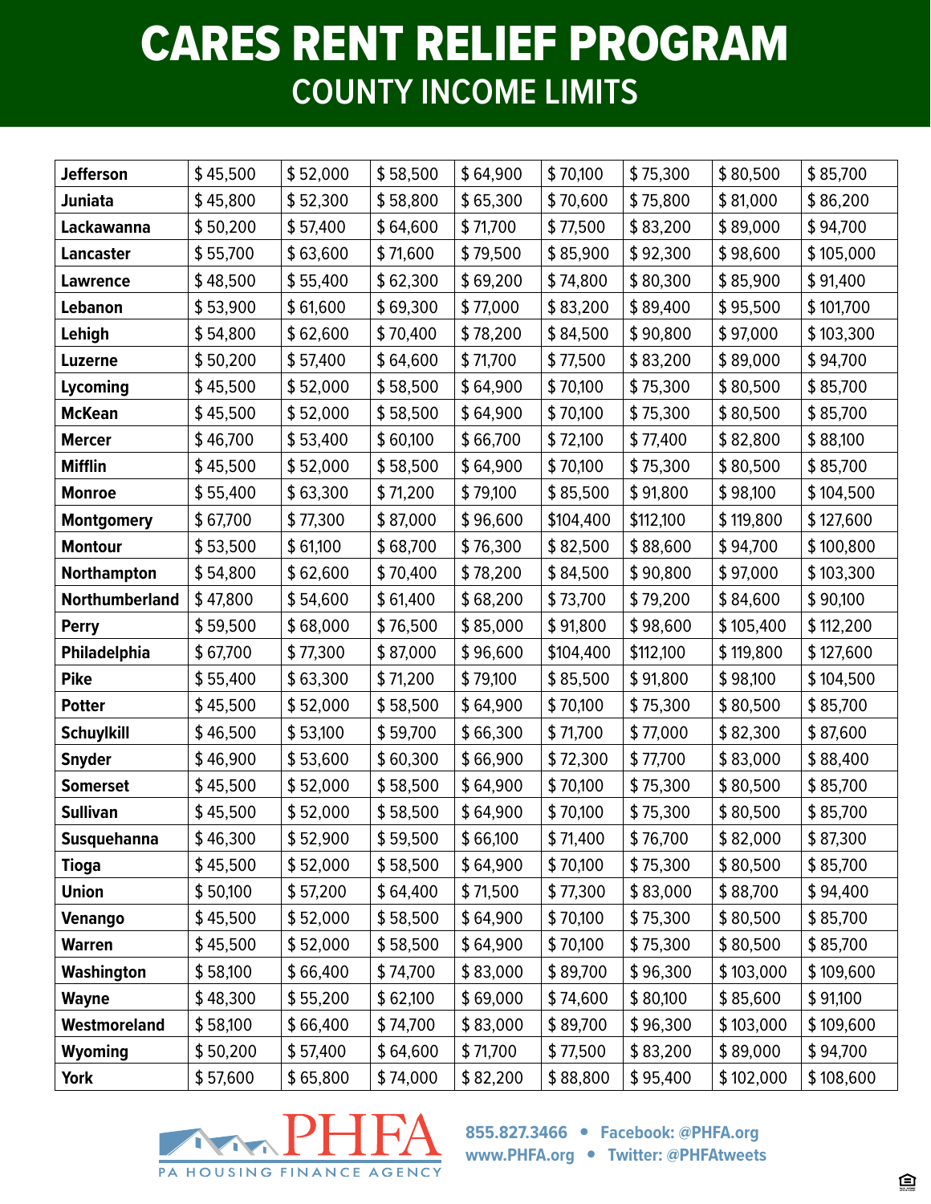# CARES RENT RELIEF PROGRAM

## COUNTY INCOME LIMITS

| | | | | | | | | |
|---|---|---|---|---|---|---|---|---|
| **Jefferson** | $ 45,500 | $ 52,000 | $ 58,500 | $ 64,900 | $ 70,100 | $ 75,300 | $ 80,500 | $ 85,700 |
| **Juniata** | $ 45,800 | $ 52,300 | $ 58,800 | $ 65,300 | $ 70,600 | $ 75,800 | $ 81,000 | $ 86,200 |
| **Lackawanna** | $ 50,200 | $ 57,400 | $ 64,600 | $ 71,700 | $ 77,500 | $ 83,200 | $ 89,000 | $ 94,700 |
| **Lancaster** | $ 55,700 | $ 63,600 | $ 71,600 | $ 79,500 | $ 85,900 | $ 92,300 | $ 98,600 | $ 105,000 |
| **Lawrence** | $ 48,500 | $ 55,400 | $ 62,300 | $ 69,200 | $ 74,800 | $ 80,300 | $ 85,900 | $ 91,400 |
| **Lebanon** | $ 53,900 | $ 61,600 | $ 69,300 | $ 77,000 | $ 83,200 | $ 89,400 | $ 95,500 | $ 101,700 |
| **Lehigh** | $ 54,800 | $ 62,600 | $ 70,400 | $ 78,200 | $ 84,500 | $ 90,800 | $ 97,000 | $ 103,300 |
| **Luzerne** | $ 50,200 | $ 57,400 | $ 64,600 | $ 71,700 | $ 77,500 | $ 83,200 | $ 89,000 | $ 94,700 |
| **Lycoming** | $ 45,500 | $ 52,000 | $ 58,500 | $ 64,900 | $ 70,100 | $ 75,300 | $ 80,500 | $ 85,700 |
| **McKean** | $ 45,500 | $ 52,000 | $ 58,500 | $ 64,900 | $ 70,100 | $ 75,300 | $ 80,500 | $ 85,700 |
| **Mercer** | $ 46,700 | $ 53,400 | $ 60,100 | $ 66,700 | $ 72,100 | $ 77,400 | $ 82,800 | $ 88,100 |
| **Mifflin** | $ 45,500 | $ 52,000 | $ 58,500 | $ 64,900 | $ 70,100 | $ 75,300 | $ 80,500 | $ 85,700 |
| **Monroe** | $ 55,400 | $ 63,300 | $ 71,200 | $ 79,100 | $ 85,500 | $ 91,800 | $ 98,100 | $ 104,500 |
| **Montgomery** | $ 67,700 | $ 77,300 | $ 87,000 | $ 96,600 | $104,400 | $112,100 | $ 119,800 | $ 127,600 |
| **Montour** | $ 53,500 | $ 61,100 | $ 68,700 | $ 76,300 | $ 82,500 | $ 88,600 | $ 94,700 | $ 100,800 |
| **Northampton** | $ 54,800 | $ 62,600 | $ 70,400 | $ 78,200 | $ 84,500 | $ 90,800 | $ 97,000 | $ 103,300 |
| **Northumberland** | $ 47,800 | $ 54,600 | $ 61,400 | $ 68,200 | $ 73,700 | $ 79,200 | $ 84,600 | $ 90,100 |
| **Perry** | $ 59,500 | $ 68,000 | $ 76,500 | $ 85,000 | $ 91,800 | $ 98,600 | $ 105,400 | $ 112,200 |
| **Philadelphia** | $ 67,700 | $ 77,300 | $ 87,000 | $ 96,600 | $104,400 | $112,100 | $ 119,800 | $ 127,600 |
| **Pike** | $ 55,400 | $ 63,300 | $ 71,200 | $ 79,100 | $ 85,500 | $ 91,800 | $ 98,100 | $ 104,500 |
| **Potter** | $ 45,500 | $ 52,000 | $ 58,500 | $ 64,900 | $ 70,100 | $ 75,300 | $ 80,500 | $ 85,700 |
| **Schuylkill** | $ 46,500 | $ 53,100 | $ 59,700 | $ 66,300 | $ 71,700 | $ 77,000 | $ 82,300 | $ 87,600 |
| **Snyder** | $ 46,900 | $ 53,600 | $ 60,300 | $ 66,900 | $ 72,300 | $ 77,700 | $ 83,000 | $ 88,400 |
| **Somerset** | $ 45,500 | $ 52,000 | $ 58,500 | $ 64,900 | $ 70,100 | $ 75,300 | $ 80,500 | $ 85,700 |
| **Sullivan** | $ 45,500 | $ 52,000 | $ 58,500 | $ 64,900 | $ 70,100 | $ 75,300 | $ 80,500 | $ 85,700 |
| **Susquehanna** | $ 46,300 | $ 52,900 | $ 59,500 | $ 66,100 | $ 71,400 | $ 76,700 | $ 82,000 | $ 87,300 |
| **Tioga** | $ 45,500 | $ 52,000 | $ 58,500 | $ 64,900 | $ 70,100 | $ 75,300 | $ 80,500 | $ 85,700 |
| **Union** | $ 50,100 | $ 57,200 | $ 64,400 | $ 71,500 | $ 77,300 | $ 83,000 | $ 88,700 | $ 94,400 |
| **Venango** | $ 45,500 | $ 52,000 | $ 58,500 | $ 64,900 | $ 70,100 | $ 75,300 | $ 80,500 | $ 85,700 |
| **Warren** | $ 45,500 | $ 52,000 | $ 58,500 | $ 64,900 | $ 70,100 | $ 75,300 | $ 80,500 | $ 85,700 |
| **Washington** | $ 58,100 | $ 66,400 | $ 74,700 | $ 83,000 | $ 89,700 | $ 96,300 | $ 103,000 | $ 109,600 |
| **Wayne** | $ 48,300 | $ 55,200 | $ 62,100 | $ 69,000 | $ 74,600 | $ 80,100 | $ 85,600 | $ 91,100 |
| **Westmoreland** | $ 58,100 | $ 66,400 | $ 74,700 | $ 83,000 | $ 89,700 | $ 96,300 | $ 103,000 | $ 109,600 |
| **Wyoming** | $ 50,200 | $ 57,400 | $ 64,600 | $ 71,700 | $ 77,500 | $ 83,200 | $ 89,000 | $ 94,700 |
| **York** | $ 57,600 | $ 65,800 | $ 74,000 | $ 82,200 | $ 88,800 | $ 95,400 | $ 102,000 | $ 108,600 |

PHFA
PA HOUSING FINANCE AGENCY

855.827.3466 • Facebook: @PHFA.org
www.PHFA.org • Twitter: @PHFAtweets